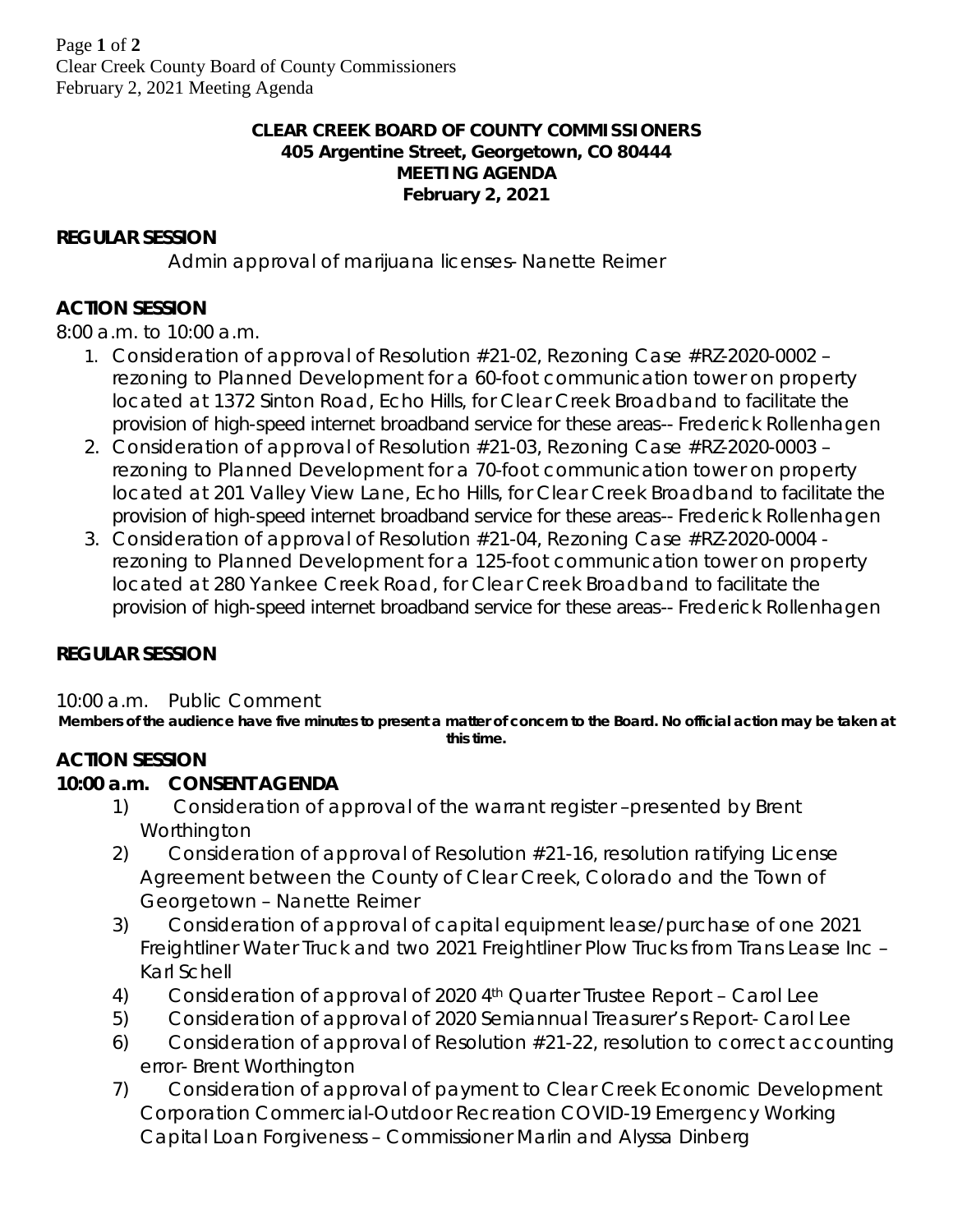**CLEAR CREEK BOARD OF COUNTY COMMISSIONERS**
**405 Argentine Street, Georgetown, CO 80444**
**MEETING AGENDA**
**February 2, 2021**

## REGULAR SESSION

Admin approval of marijuana licenses- Nanette Reimer

## ACTION SESSION

8:00 a.m. to 10:00 a.m.

1. Consideration of approval of Resolution #21-02, Rezoning Case #RZ-2020-0002 – rezoning to Planned Development for a 60-foot communication tower on property located at 1372 Sinton Road, Echo Hills, for Clear Creek Broadband to facilitate the provision of high-speed internet broadband service for these areas-- Frederick Rollenhagen
2. Consideration of approval of Resolution #21-03, Rezoning Case #RZ-2020-0003 – rezoning to Planned Development for a 70-foot communication tower on property located at 201 Valley View Lane, Echo Hills, for Clear Creek Broadband to facilitate the provision of high-speed internet broadband service for these areas-- Frederick Rollenhagen
3. Consideration of approval of Resolution #21-04, Rezoning Case #RZ-2020-0004 - rezoning to Planned Development for a 125-foot communication tower on property located at 280 Yankee Creek Road, for Clear Creek Broadband to facilitate the provision of high-speed internet broadband service for these areas-- Frederick Rollenhagen

## REGULAR SESSION

10:00 a.m. Public Comment

**Members of the audience have five minutes to present a matter of concern to the Board. No official action may be taken at this time.**

## ACTION SESSION

**10:00 a.m. CONSENT AGENDA**

1) Consideration of approval of the warrant register –presented by Brent Worthington
2) Consideration of approval of Resolution #21-16, resolution ratifying License Agreement between the County of Clear Creek, Colorado and the Town of Georgetown – Nanette Reimer
3) Consideration of approval of capital equipment lease/purchase of one 2021 Freightliner Water Truck and two 2021 Freightliner Plow Trucks from Trans Lease Inc – Karl Schell
4) Consideration of approval of 2020 4th Quarter Trustee Report – Carol Lee
5) Consideration of approval of 2020 Semiannual Treasurer's Report- Carol Lee
6) Consideration of approval of Resolution #21-22, resolution to correct accounting error- Brent Worthington
7) Consideration of approval of payment to Clear Creek Economic Development Corporation Commercial-Outdoor Recreation COVID-19 Emergency Working Capital Loan Forgiveness – Commissioner Marlin and Alyssa Dinberg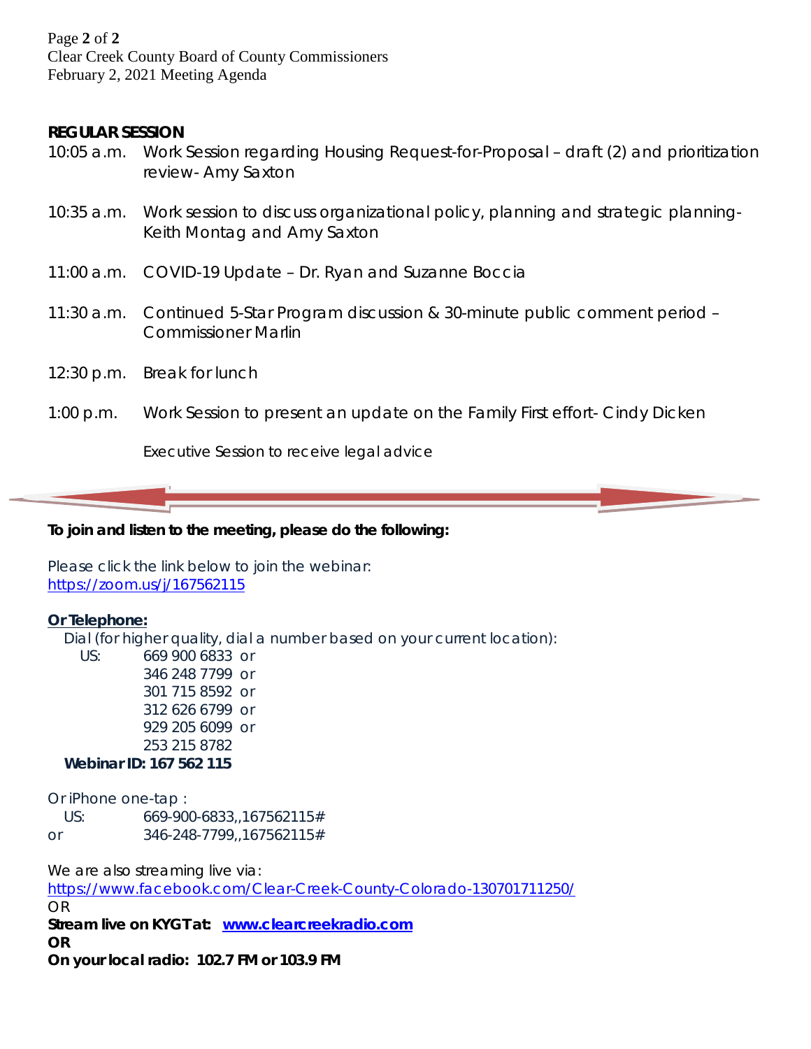**REGULAR SESSION**

10:05 a.m. Work Session regarding Housing Request-for-Proposal – draft (2) and prioritization review- Amy Saxton

10:35 a.m. Work session to discuss organizational policy, planning and strategic planning- Keith Montag and Amy Saxton

11:00 a.m. COVID-19 Update – Dr. Ryan and Suzanne Boccia

11:30 a.m. Continued 5-Star Program discussion & 30-minute public comment period – Commissioner Marlin

12:30 p.m. Break for lunch

1:00 p.m. Work Session to present an update on the Family First effort- Cindy Dicken

Executive Session to receive legal advice

**To join and listen to the meeting, please do the following:**

Please click the link below to join the webinar:
https://zoom.us/j/167562115

**Or Telephone:**

Dial (for higher quality, dial a number based on your current location):

US: 669 900 6833 or
346 248 7799 or
301 715 8592 or
312 626 6799 or
929 205 6099 or
253 215 8782

**Webinar ID: 167 562 115**

Or iPhone one-tap :
US: 669-900-6833,,167562115#
or 346-248-7799,,167562115#

We are also streaming live via:
https://www.facebook.com/Clear-Creek-County-Colorado-130701711250/
OR
**Stream live on KYGT at: www.clearcreekradio.com**
**OR**
**On your local radio: 102.7 FM or 103.9 FM**